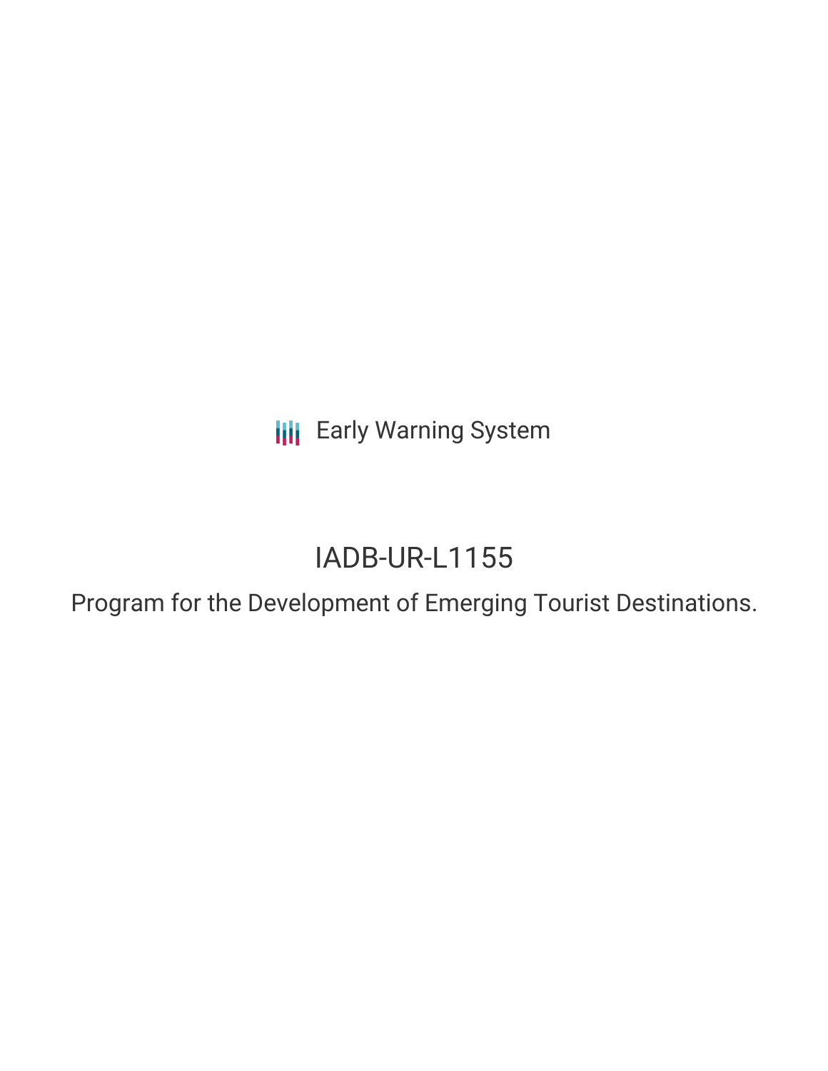Early Warning System

# IADB-UR-L1155

Program for the Development of Emerging Tourist Destinations.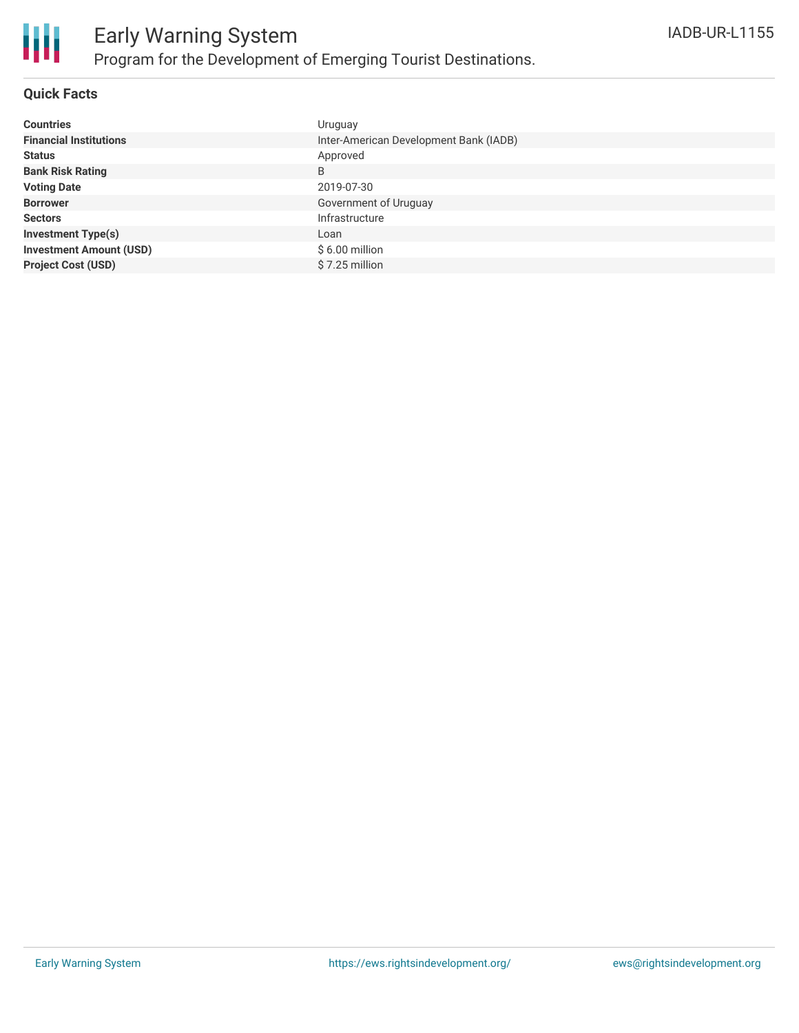# Early Warning System

## Program for the Development of Emerging Tourist Destinations.

IADB-UR-L1155

### Quick Facts

| | |
|---|---|
| **Countries** | Uruguay |
| **Financial Institutions** | Inter-American Development Bank (IADB) |
| **Status** | Approved |
| **Bank Risk Rating** | B |
| **Voting Date** | 2019-07-30 |
| **Borrower** | Government of Uruguay |
| **Sectors** | Infrastructure |
| **Investment Type(s)** | Loan |
| **Investment Amount (USD)** | $ 6.00 million |
| **Project Cost (USD)** | $ 7.25 million |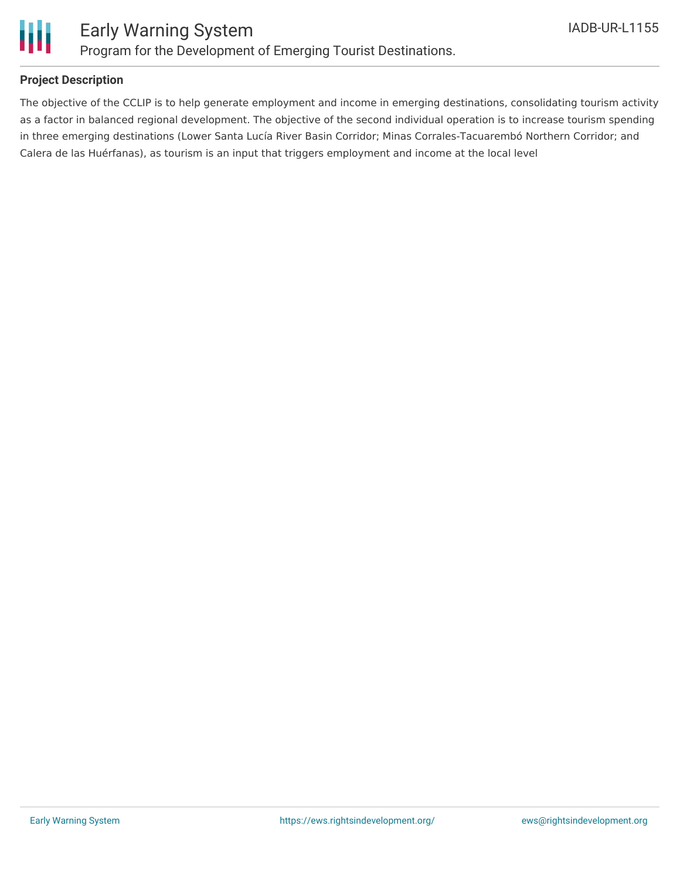## Project Description

The objective of the CCLIP is to help generate employment and income in emerging destinations, consolidating tourism activity as a factor in balanced regional development. The objective of the second individual operation is to increase tourism spending in three emerging destinations (Lower Santa Lucía River Basin Corridor; Minas Corrales-Tacuarembó Northern Corridor; and Calera de las Huérfanas), as tourism is an input that triggers employment and income at the local level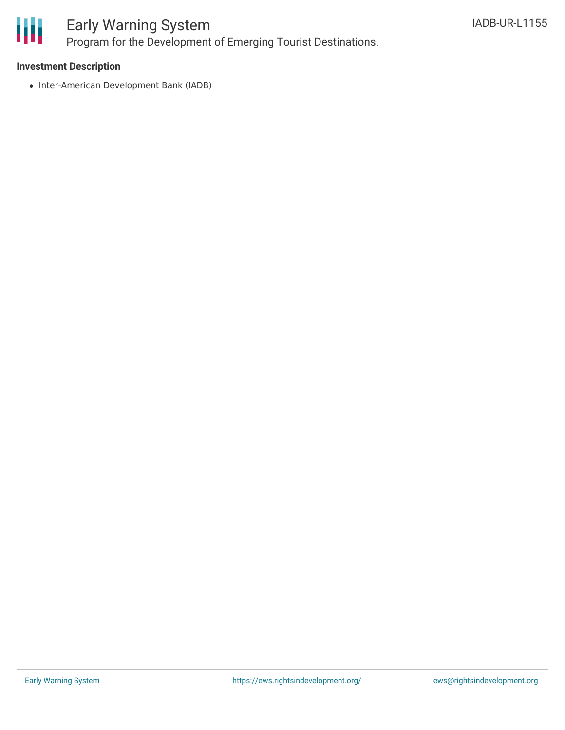### Investment Description

- Inter-American Development Bank (IADB)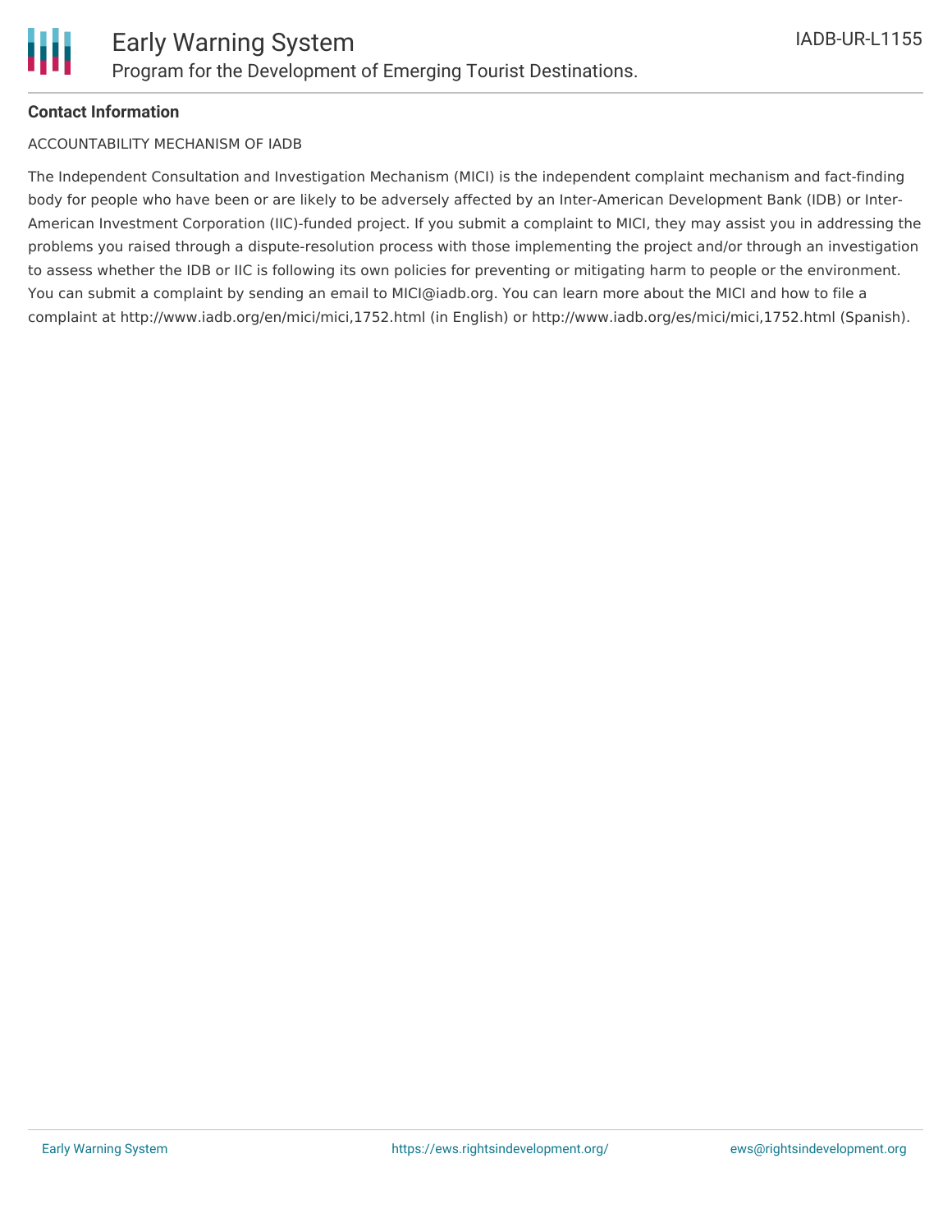**Contact Information**

ACCOUNTABILITY MECHANISM OF IADB

The Independent Consultation and Investigation Mechanism (MICI) is the independent complaint mechanism and fact-finding body for people who have been or are likely to be adversely affected by an Inter-American Development Bank (IDB) or Inter-American Investment Corporation (IIC)-funded project. If you submit a complaint to MICI, they may assist you in addressing the problems you raised through a dispute-resolution process with those implementing the project and/or through an investigation to assess whether the IDB or IIC is following its own policies for preventing or mitigating harm to people or the environment. You can submit a complaint by sending an email to MICI@iadb.org. You can learn more about the MICI and how to file a complaint at http://www.iadb.org/en/mici/mici,1752.html (in English) or http://www.iadb.org/es/mici/mici,1752.html (Spanish).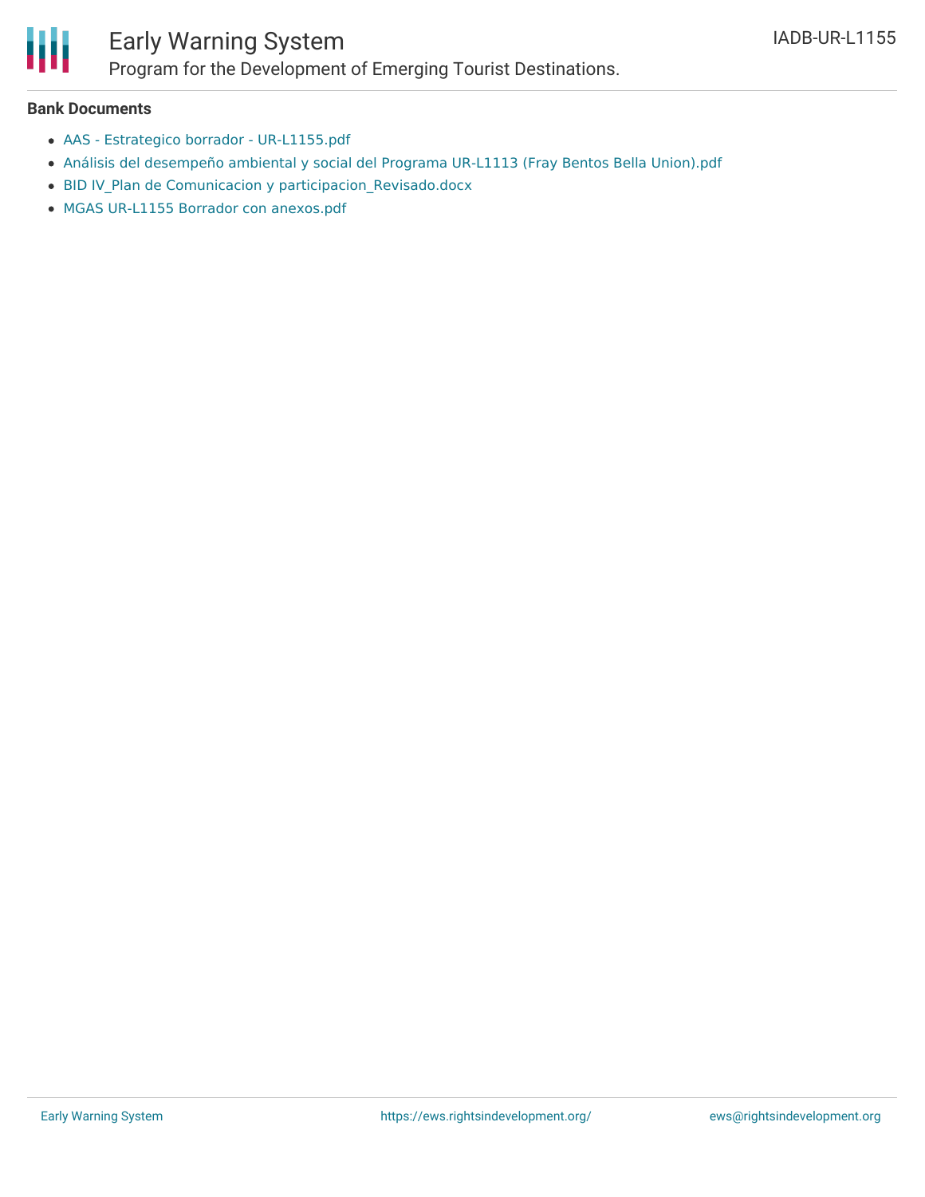**Bank Documents**

- AAS - Estrategico borrador - UR-L1155.pdf
- Análisis del desempeño ambiental y social del Programa UR-L1113 (Fray Bentos Bella Union).pdf
- BID IV_Plan de Comunicacion y participacion_Revisado.docx
- MGAS UR-L1155 Borrador con anexos.pdf